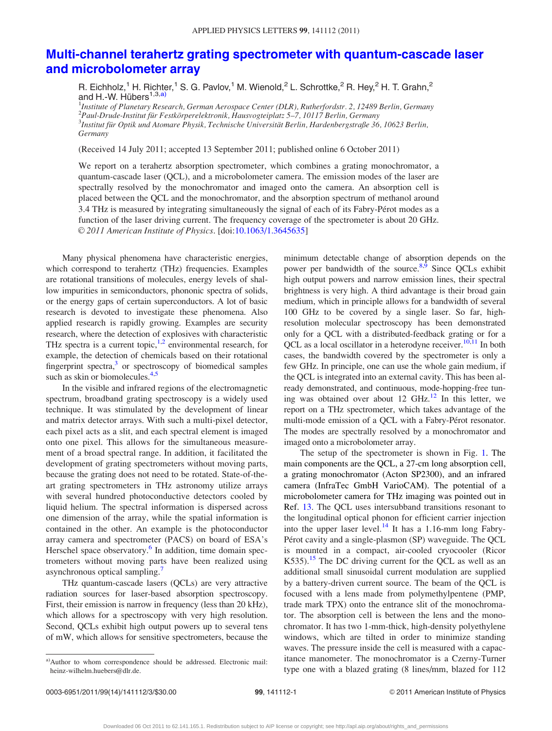# Multi-channel terahertz grating spectrometer with quantum-cascade laser and microbolometer array

R. Eichholz,[1] H. Richter,[1] S. G. Pavlov,[1] M. Wienold,[2] L. Schrottke,[2] R. Hey,[2] H. T. Grahn,[2] and H.-W. Hübers[1,3,a)]

[1]*Institute of Planetary Research, German Aerospace Center (DLR), Rutherfordstr. 2, 12489 Berlin, Germany*
[2]*Paul-Drude-Institut für Festkörperelektronik, Hausvogteiplatz 5–7, 10117 Berlin, Germany*
[3]*Institut für Optik und Atomare Physik, Technische Universität Berlin, Hardenbergstraße 36, 10623 Berlin, Germany*

(Received 14 July 2011; accepted 13 September 2011; published online 6 October 2011)

We report on a terahertz absorption spectrometer, which combines a grating monochromator, a quantum-cascade laser (QCL), and a microbolometer camera. The emission modes of the laser are spectrally resolved by the monochromator and imaged onto the camera. An absorption cell is placed between the QCL and the monochromator, and the absorption spectrum of methanol around 3.4 THz is measured by integrating simultaneously the signal of each of its Fabry-Pérot modes as a function of the laser driving current. The frequency coverage of the spectrometer is about 20 GHz. *© 2011 American Institute of Physics*. [doi:10.1063/1.3645635]

Many physical phenomena have characteristic energies, which correspond to terahertz (THz) frequencies. Examples are rotational transitions of molecules, energy levels of shallow impurities in semiconductors, phononic spectra of solids, or the energy gaps of certain superconductors. A lot of basic research is devoted to investigate these phenomena. Also applied research is rapidly growing. Examples are security research, where the detection of explosives with characteristic THz spectra is a current topic,[1,2] environmental research, for example, the detection of chemicals based on their rotational fingerprint spectra,[3] or spectroscopy of biomedical samples such as skin or biomolecules.[4,5]

In the visible and infrared regions of the electromagnetic spectrum, broadband grating spectroscopy is a widely used technique. It was stimulated by the development of linear and matrix detector arrays. With such a multi-pixel detector, each pixel acts as a slit, and each spectral element is imaged onto one pixel. This allows for the simultaneous measurement of a broad spectral range. In addition, it facilitated the development of grating spectrometers without moving parts, because the grating does not need to be rotated. State-of-the-art grating spectrometers in THz astronomy utilize arrays with several hundred photoconductive detectors cooled by liquid helium. The spectral information is dispersed across one dimension of the array, while the spatial information is contained in the other. An example is the photoconductor array camera and spectrometer (PACS) on board of ESA's Herschel space observatory.[6] In addition, time domain spectrometers without moving parts have been realized using asynchronous optical sampling.[7]

THz quantum-cascade lasers (QCLs) are very attractive radiation sources for laser-based absorption spectroscopy. First, their emission is narrow in frequency (less than 20 kHz), which allows for a spectroscopy with very high resolution. Second, QCLs exhibit high output powers up to several tens of mW, which allows for sensitive spectrometers, because the minimum detectable change of absorption depends on the power per bandwidth of the source.[8,9] Since QCLs exhibit high output powers and narrow emission lines, their spectral brightness is very high. A third advantage is their broad gain medium, which in principle allows for a bandwidth of several 100 GHz to be covered by a single laser. So far, high-resolution molecular spectroscopy has been demonstrated only for a QCL with a distributed-feedback grating or for a QCL as a local oscillator in a heterodyne receiver.[10,11] In both cases, the bandwidth covered by the spectrometer is only a few GHz. In principle, one can use the whole gain medium, if the QCL is integrated into an external cavity. This has been already demonstrated, and continuous, mode-hopping-free tuning was obtained over about 12 GHz.[12] In this letter, we report on a THz spectrometer, which takes advantage of the multi-mode emission of a QCL with a Fabry-Pérot resonator. The modes are spectrally resolved by a monochromator and imaged onto a microbolometer array.

The setup of the spectrometer is shown in Fig. 1. The main components are the QCL, a 27-cm long absorption cell, a grating monochromator (Acton SP2300), and an infrared camera (InfraTec GmbH VarioCAM). The potential of a microbolometer camera for THz imaging was pointed out in Ref. 13. The QCL uses intersubband transitions resonant to the longitudinal optical phonon for efficient carrier injection into the upper laser level.[14] It has a 1.16-mm long Fabry-Pérot cavity and a single-plasmon (SP) waveguide. The QCL is mounted in a compact, air-cooled cryocooler (Ricor K535).[15] The DC driving current for the QCL as well as an additional small sinusoidal current modulation are supplied by a battery-driven current source. The beam of the QCL is focused with a lens made from polymethylpentene (PMP, trade mark TPX) onto the entrance slit of the monochromator. The absorption cell is between the lens and the monochromator. It has two 1-mm-thick, high-density polyethylene windows, which are tilted in order to minimize standing waves. The pressure inside the cell is measured with a capacitance manometer. The monochromator is a Czerny-Turner type one with a blazed grating (8 lines/mm, blazed for 112

a)Author to whom correspondence should be addressed. Electronic mail: heinz-wilhelm.huebers@dlr.de.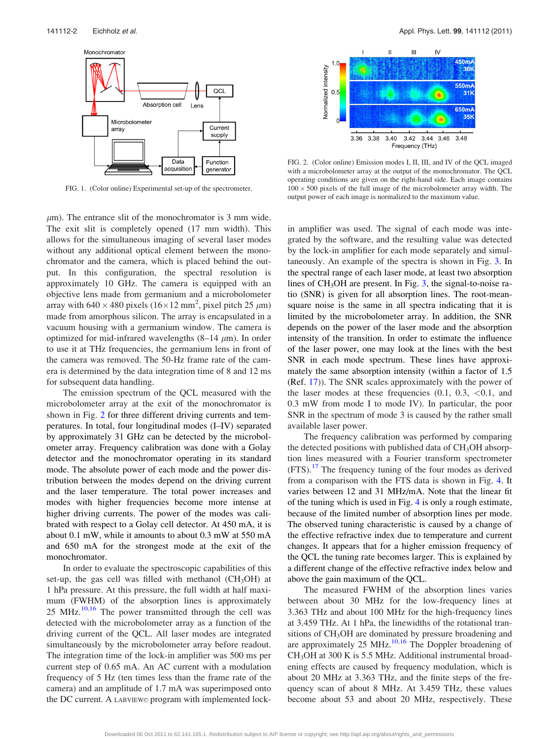FIG. 1. (Color online) Experimental set-up of the spectrometer.

FIG. 2. (Color online) Emission modes I, II, III, and IV of the QCL imaged with a microbolometer array at the output of the monochromator. The QCL operating conditions are given on the right-hand side. Each image contains $100 \times 500$ pixels of the full image of the microbolometer array width. The output power of each image is normalized to the maximum value.

$\mu$m). The entrance slit of the monochromator is 3 mm wide. The exit slit is completely opened (17 mm width). This allows for the simultaneous imaging of several laser modes without any additional optical element between the monochromator and the camera, which is placed behind the output. In this configuration, the spectral resolution is approximately 10 GHz. The camera is equipped with an objective lens made from germanium and a microbolometer array with $640 \times 480$ pixels ($16 \times 12$ mm$^2$, pixel pitch 25 $\mu$m) made from amorphous silicon. The array is encapsulated in a vacuum housing with a germanium window. The camera is optimized for mid-infrared wavelengths (8–14 $\mu$m). In order to use it at THz frequencies, the germanium lens in front of the camera was removed. The 50-Hz frame rate of the camera is determined by the data integration time of 8 and 12 ms for subsequent data handling.

The emission spectrum of the QCL measured with the microbolometer array at the exit of the monochromator is shown in Fig. 2 for three different driving currents and temperatures. In total, four longitudinal modes (I–IV) separated by approximately 31 GHz can be detected by the microbolometer array. Frequency calibration was done with a Golay detector and the monochromator operating in its standard mode. The absolute power of each mode and the power distribution between the modes depend on the driving current and the laser temperature. The total power increases and modes with higher frequencies become more intense at higher driving currents. The power of the modes was calibrated with respect to a Golay cell detector. At 450 mA, it is about 0.1 mW, while it amounts to about 0.3 mW at 550 mA and 650 mA for the strongest mode at the exit of the monochromator.

In order to evaluate the spectroscopic capabilities of this set-up, the gas cell was filled with methanol ($CH_3OH$) at 1 hPa pressure. At this pressure, the full width at half maximum (FWHM) of the absorption lines is approximately 25 MHz.[10,16] The power transmitted through the cell was detected with the microbolometer array as a function of the driving current of the QCL. All laser modes are integrated simultaneously by the microbolometer array before readout. The integration time of the lock-in amplifier was 500 ms per current step of 0.65 mA. An AC current with a modulation frequency of 5 Hz (ten times less than the frame rate of the camera) and an amplitude of 1.7 mA was superimposed onto the DC current. A LABVIEW© program with implemented lock-in amplifier was used. The signal of each mode was integrated by the software, and the resulting value was detected by the lock-in amplifier for each mode separately and simultaneously. An example of the spectra is shown in Fig. 3. In the spectral range of each laser mode, at least two absorption lines of $CH_3OH$ are present. In Fig. 3, the signal-to-noise ratio (SNR) is given for all absorption lines. The root-mean-square noise is the same in all spectra indicating that it is limited by the microbolometer array. In addition, the SNR depends on the power of the laser mode and the absorption intensity of the transition. In order to estimate the influence of the laser power, one may look at the lines with the best SNR in each mode spectrum. These lines have approximately the same absorption intensity (within a factor of 1.5 (Ref. 17)). The SNR scales approximately with the power of the laser modes at these frequencies (0.1, 0.3, <0.1, and 0.3 mW from mode I to mode IV). In particular, the poor SNR in the spectrum of mode 3 is caused by the rather small available laser power.

The frequency calibration was performed by comparing the detected positions with published data of $CH_3OH$ absorption lines measured with a Fourier transform spectrometer (FTS).[17] The frequency tuning of the four modes as derived from a comparison with the FTS data is shown in Fig. 4. It varies between 12 and 31 MHz/mA. Note that the linear fit of the tuning which is used in Fig. 4 is only a rough estimate, because of the limited number of absorption lines per mode. The observed tuning characteristic is caused by a change of the effective refractive index due to temperature and current changes. It appears that for a higher emission frequency of the QCL the tuning rate becomes larger. This is explained by a different change of the effective refractive index below and above the gain maximum of the QCL.

The measured FWHM of the absorption lines varies between about 30 MHz for the low-frequency lines at 3.363 THz and about 100 MHz for the high-frequency lines at 3.459 THz. At 1 hPa, the linewidths of the rotational transitions of $CH_3OH$ are dominated by pressure broadening and are approximately 25 MHz.[10,16] The Doppler broadening of $CH_3OH$ at 300 K is 5.5 MHz. Additional instrumental broadening effects are caused by frequency modulation, which is about 20 MHz at 3.363 THz, and the finite steps of the frequency scan of about 8 MHz. At 3.459 THz, these values become about 53 and about 20 MHz, respectively. These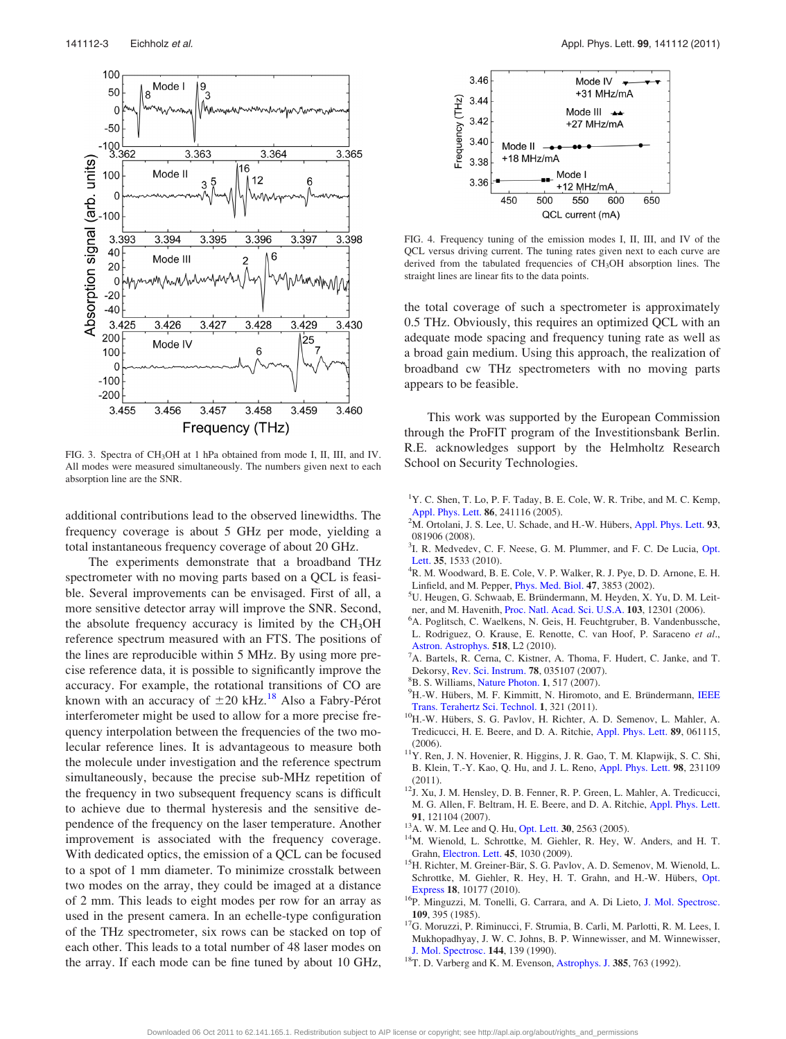Absorption signal (arb. units)

Mode I
8
9
3
100
50
0
-50
-100
3.362 3.363 3.364 3.365

Mode II
3 5
16
12
6
100
0
-100
3.393 3.394 3.395 3.396 3.397 3.398

Mode III
2
6
40
20
0
-20
-40
3.425 3.426 3.427 3.428 3.429 3.430

Mode IV
6
25
7
200
100
0
-100
-200
3.455 3.456 3.457 3.458 3.459 3.460

Frequency (THz)

FIG. 3. Spectra of $CH_3OH$ at 1 hPa obtained from mode I, II, III, and IV. All modes were measured simultaneously. The numbers given next to each absorption line are the SNR.

Frequency (THz)
3.46
3.44
3.42
3.40
3.38
3.36

Mode IV
+31 MHz/mA
Mode III
+27 MHz/mA
Mode II
+18 MHz/mA
Mode I
+12 MHz/mA

450 500 550 600 650
QCL current (mA)

FIG. 4. Frequency tuning of the emission modes I, II, III, and IV of the QCL versus driving current. The tuning rates given next to each curve are derived from the tabulated frequencies of $CH_3OH$ absorption lines. The straight lines are linear fits to the data points.

additional contributions lead to the observed linewidths. The frequency coverage is about 5 GHz per mode, yielding a total instantaneous frequency coverage of about 20 GHz.

The experiments demonstrate that a broadband THz spectrometer with no moving parts based on a QCL is feasible. Several improvements can be envisaged. First of all, a more sensitive detector array will improve the SNR. Second, the absolute frequency accuracy is limited by the $CH_3OH$ reference spectrum measured with an FTS. The positions of the lines are reproducible within 5 MHz. By using more precise reference data, it is possible to significantly improve the accuracy. For example, the rotational transitions of CO are known with an accuracy of $\pm 20$ kHz.[18] Also a Fabry-Pérot interferometer might be used to allow for a more precise frequency interpolation between the frequencies of the two molecular reference lines. It is advantageous to measure both the molecule under investigation and the reference spectrum simultaneously, because the precise sub-MHz repetition of the frequency in two subsequent frequency scans is difficult to achieve due to thermal hysteresis and the sensitive dependence of the frequency on the laser temperature. Another improvement is associated with the frequency coverage. With dedicated optics, the emission of a QCL can be focused to a spot of 1 mm diameter. To minimize crosstalk between two modes on the array, they could be imaged at a distance of 2 mm. This leads to eight modes per row for an array as used in the present camera. In an echelle-type configuration of the THz spectrometer, six rows can be stacked on top of each other. This leads to a total number of 48 laser modes on the array. If each mode can be fine tuned by about 10 GHz, the total coverage of such a spectrometer is approximately 0.5 THz. Obviously, this requires an optimized QCL with an adequate mode spacing and frequency tuning rate as well as a broad gain medium. Using this approach, the realization of broadband cw THz spectrometers with no moving parts appears to be feasible.

This work was supported by the European Commission through the ProFIT program of the Investitionsbank Berlin. R.E. acknowledges support by the Helmholtz Research School on Security Technologies.

[1] Y. C. Shen, T. Lo, P. F. Taday, B. E. Cole, W. R. Tribe, and M. C. Kemp, Appl. Phys. Lett. **86**, 241116 (2005).

[2] M. Ortolani, J. S. Lee, U. Schade, and H.-W. Hübers, Appl. Phys. Lett. **93**, 081906 (2008).

[3] I. R. Medvedev, C. F. Neese, G. M. Plummer, and F. C. De Lucia, Opt. Lett. **35**, 1533 (2010).

[4] R. M. Woodward, B. E. Cole, V. P. Wallace, R. J. Pye, D. D. Arnone, E. H. Linfield, and M. Pepper, Phys. Med. Biol. **47**, 3853 (2002).

[5] U. Heugen, G. Schwaab, E. Bründermann, M. Heyden, X. Yu, D. M. Leitner, and M. Havenith, Proc. Natl. Acad. Sci. U.S.A. **103**, 12301 (2006).

[6] A. Poglitsch, C. Waelkens, N. Geis, H. Feuchtgruber, B. Vandenbussche, L. Rodriguez, O. Krause, E. Renotte, C. van Hoof, P. Saraceno *et al.*, Astron. Astrophys. **518**, L2 (2010).

[7] A. Bartels, R. Cerna, C. Kistner, A. Thoma, F. Hudert, C. Janke, and T. Dekorsy, Rev. Sci. Instrum. **78**, 035107 (2007).

[8] B. S. Williams, Nature Photon. **1**, 517 (2007).

[9] H.-W. Hübers, M. F. Kimmitt, N. Hiromoto, and E. Bründermann, IEEE Trans. Terahertz Sci. Technol. **1**, 321 (2011).

[10] H.-W. Hübers, S. G. Pavlov, H. Richter, A. D. Semenov, L. Mahler, A. Tredicucci, H. E. Beere, and D. A. Ritchie, Appl. Phys. Lett. **89**, 061115, (2006).

[11] Y. Ren, J. N. Hovenier, R. Higgins, J. R. Gao, T. M. Klapwijk, S. C. Shi, B. Klein, T.-Y. Kao, Q. Hu, and J. L. Reno, Appl. Phys. Lett. **98**, 231109 (2011).

[12] J. Xu, J. M. Hensley, D. B. Fenner, R. P. Green, L. Mahler, A. Tredicucci, M. G. Allen, F. Beltram, H. E. Beere, and D. A. Ritchie, Appl. Phys. Lett. **91**, 121104 (2007).

[13] A. W. M. Lee and Q. Hu, Opt. Lett. **30**, 2563 (2005).

[14] M. Wienold, L. Schrottke, M. Giehler, R. Hey, W. Anders, and H. T. Grahn, Electron. Lett. **45**, 1030 (2009).

[15] H. Richter, M. Greiner-Bär, S. G. Pavlov, A. D. Semenov, M. Wienold, L. Schrottke, M. Giehler, R. Hey, H. T. Grahn, and H.-W. Hübers, Opt. Express **18**, 10177 (2010).

[16] P. Minguzzi, M. Tonelli, G. Carrara, and A. Di Lieto, J. Mol. Spectrosc. **109**, 395 (1985).

[17] G. Moruzzi, P. Riminucci, F. Strumia, B. Carli, M. Parlotti, R. M. Lees, I. Mukhopadhyay, J. W. C. Johns, B. P. Winnewisser, and M. Winnewisser, J. Mol. Spectrosc. **144**, 139 (1990).

[18] T. D. Varberg and K. M. Evenson, Astrophys. J. **385**, 763 (1992).